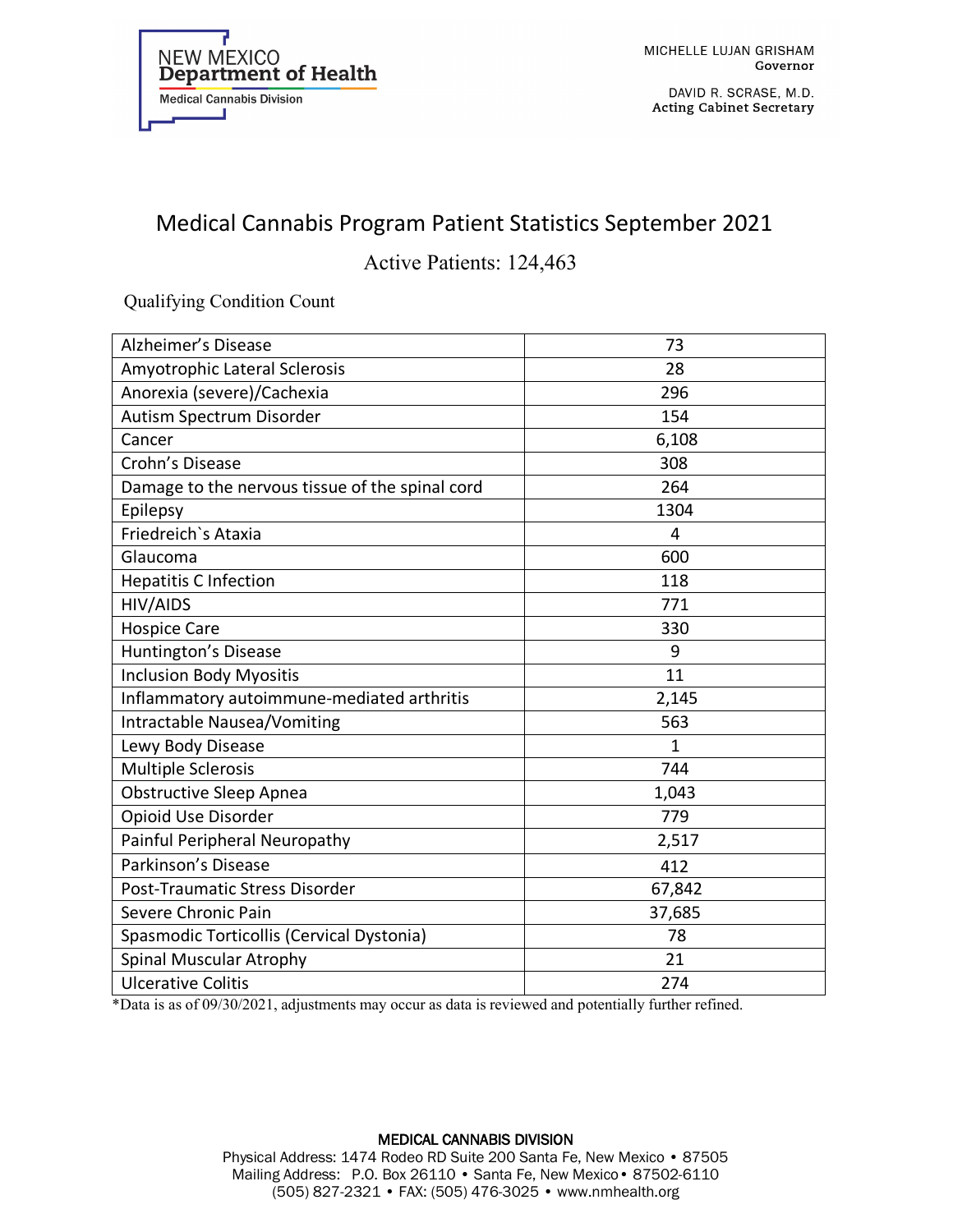NEW MEXICO
**Department of Health**
Medical Cannabis Division

MICHELLE LUJAN GRISHAM
**Governor**

DAVID R. SCRASE, M.D.
**Acting Cabinet Secretary**

# Medical Cannabis Program Patient Statistics September 2021

## Active Patients: 124,463

Qualifying Condition Count

| Condition | Count |
|---|---|
| Alzheimer's Disease | 73 |
| Amyotrophic Lateral Sclerosis | 28 |
| Anorexia (severe)/Cachexia | 296 |
| Autism Spectrum Disorder | 154 |
| Cancer | 6,108 |
| Crohn's Disease | 308 |
| Damage to the nervous tissue of the spinal cord | 264 |
| Epilepsy | 1304 |
| Friedreich`s Ataxia | 4 |
| Glaucoma | 600 |
| Hepatitis C Infection | 118 |
| HIV/AIDS | 771 |
| Hospice Care | 330 |
| Huntington's Disease | 9 |
| Inclusion Body Myositis | 11 |
| Inflammatory autoimmune-mediated arthritis | 2,145 |
| Intractable Nausea/Vomiting | 563 |
| Lewy Body Disease | 1 |
| Multiple Sclerosis | 744 |
| Obstructive Sleep Apnea | 1,043 |
| Opioid Use Disorder | 779 |
| Painful Peripheral Neuropathy | 2,517 |
| Parkinson's Disease | 412 |
| Post-Traumatic Stress Disorder | 67,842 |
| Severe Chronic Pain | 37,685 |
| Spasmodic Torticollis (Cervical Dystonia) | 78 |
| Spinal Muscular Atrophy | 21 |
| Ulcerative Colitis | 274 |

*Data is as of 09/30/2021, adjustments may occur as data is reviewed and potentially further refined.

**MEDICAL CANNABIS DIVISION**
Physical Address: 1474 Rodeo RD Suite 200 Santa Fe, New Mexico • 87505
Mailing Address: P.O. Box 26110 • Santa Fe, New Mexico • 87502-6110
(505) 827-2321 • FAX: (505) 476-3025 • www.nmhealth.org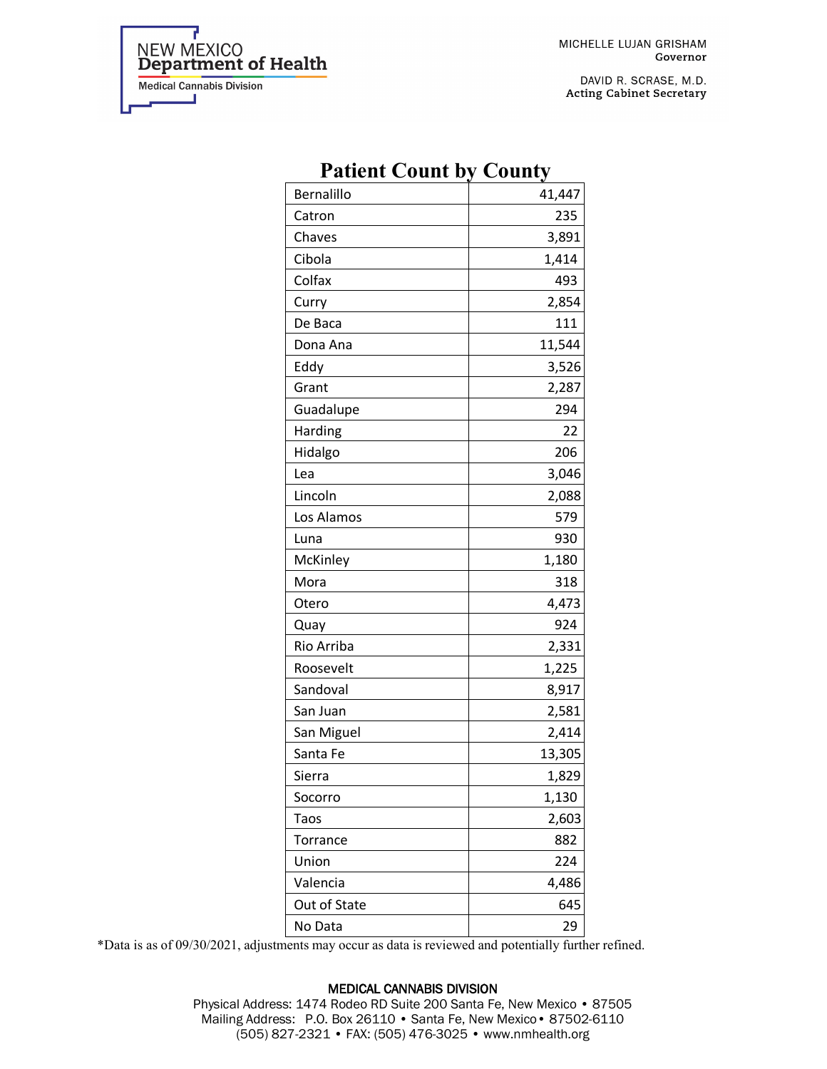NEW MEXICO
**Department of Health**
Medical Cannabis Division

MICHELLE LUJAN GRISHAM
**Governor**

DAVID R. SCRASE, M.D.
**Acting Cabinet Secretary**

# Patient Count by County

| | |
|---|---|
| Bernalillo | 41,447 |
| Catron | 235 |
| Chaves | 3,891 |
| Cibola | 1,414 |
| Colfax | 493 |
| Curry | 2,854 |
| De Baca | 111 |
| Dona Ana | 11,544 |
| Eddy | 3,526 |
| Grant | 2,287 |
| Guadalupe | 294 |
| Harding | 22 |
| Hidalgo | 206 |
| Lea | 3,046 |
| Lincoln | 2,088 |
| Los Alamos | 579 |
| Luna | 930 |
| McKinley | 1,180 |
| Mora | 318 |
| Otero | 4,473 |
| Quay | 924 |
| Rio Arriba | 2,331 |
| Roosevelt | 1,225 |
| Sandoval | 8,917 |
| San Juan | 2,581 |
| San Miguel | 2,414 |
| Santa Fe | 13,305 |
| Sierra | 1,829 |
| Socorro | 1,130 |
| Taos | 2,603 |
| Torrance | 882 |
| Union | 224 |
| Valencia | 4,486 |
| Out of State | 645 |
| No Data | 29 |

*Data is as of 09/30/2021, adjustments may occur as data is reviewed and potentially further refined.

MEDICAL CANNABIS DIVISION
Physical Address: 1474 Rodeo RD Suite 200 Santa Fe, New Mexico • 87505
Mailing Address: P.O. Box 26110 • Santa Fe, New Mexico • 87502-6110
(505) 827-2321 • FAX: (505) 476-3025 • www.nmhealth.org